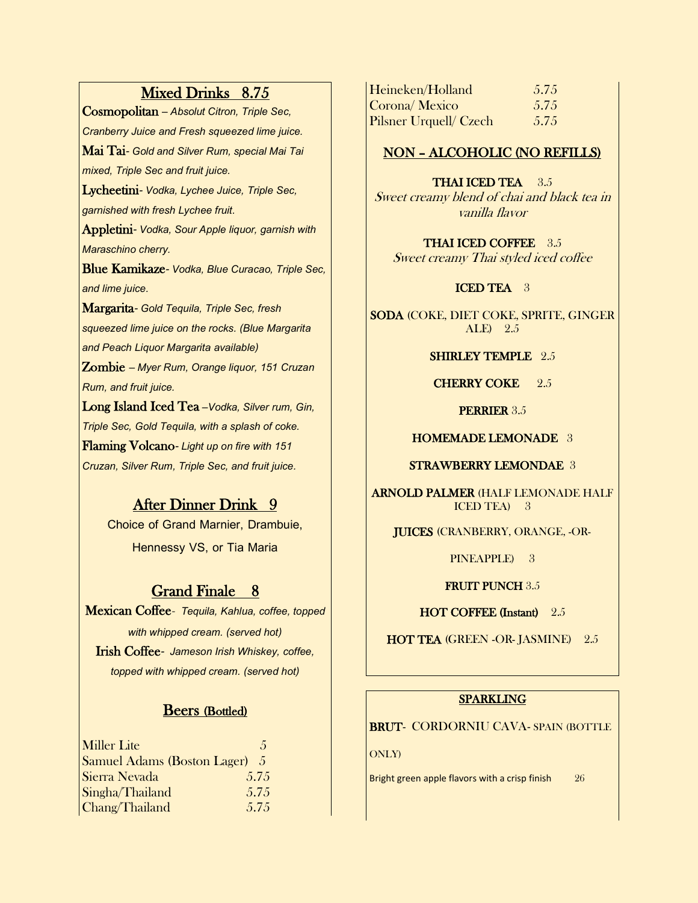## Mixed Drinks 8.75

**Cosmopolitan** – *Absolut Citron, Triple Sec, Cranberry Juice and Fresh squeezed lime juice.*

**Mai Tai**- *Gold and Silver Rum, special Mai Tai mixed, Triple Sec and fruit juice.*

**Lycheetini**- *Vodka, Lychee Juice, Triple Sec, garnished with fresh Lychee fruit.*

**Appletini**- *Vodka, Sour Apple liquor, garnish with Maraschino cherry.*

**Blue Kamikaze**- *Vodka, Blue Curacao, Triple Sec, and lime juice.*

**Margarita**- *Gold Tequila, Triple Sec, fresh squeezed lime juice on the rocks. (Blue Margarita and Peach Liquor Margarita available)*

**Zombie** – *Myer Rum, Orange liquor, 151 Cruzan Rum, and fruit juice.*

**Long Island Iced Tea** –*Vodka, Silver rum, Gin, Triple Sec, Gold Tequila, with a splash of coke.*

**Flaming Volcano**- *Light up on fire with 151 Cruzan, Silver Rum, Triple Sec, and fruit juice.*

## After Dinner Drink 9

Choice of Grand Marnier, Drambuie, Hennessy VS, or Tia Maria

## Grand Finale 8

**Mexican Coffee**- *Tequila, Kahlua, coffee, topped with whipped cream. (served hot)*

**Irish Coffee**- *Jameson Irish Whiskey, coffee, topped with whipped cream. (served hot)*

## Beers (Bottled)

| | |
|---|---|
| Miller Lite | 5 |
| Samuel Adams (Boston Lager) | 5 |
| Sierra Nevada | 5.75 |
| Singha/Thailand | 5.75 |
| Chang/Thailand | 5.75 |
| Heineken/Holland | 5.75 |
| Corona/ Mexico | 5.75 |
| Pilsner Urquell/ Czech | 5.75 |

## NON – ALCOHOLIC (NO REFILLS)

**THAI ICED TEA** 3.5
*Sweet creamy blend of chai and black tea in vanilla flavor*

**THAI ICED COFFEE** 3.5
*Sweet creamy Thai styled iced coffee*

**ICED TEA** 3

**SODA** (COKE, DIET COKE, SPRITE, GINGER ALE) 2.5

**SHIRLEY TEMPLE** 2.5

**CHERRY COKE** 2.5

**PERRIER** 3.5

**HOMEMADE LEMONADE** 3

**STRAWBERRY LEMONDAE** 3

**ARNOLD PALMER** (HALF LEMONADE HALF ICED TEA) 3

**JUICES** (CRANBERRY, ORANGE, -OR- PINEAPPLE) 3

**FRUIT PUNCH** 3.5

**HOT COFFEE (Instant)** 2.5

**HOT TEA** (GREEN -OR- JASMINE) 2.5

## SPARKLING

**BRUT**- CORDORNIU CAVA- SPAIN (BOTTLE ONLY)

Bright green apple flavors with a crisp finish 26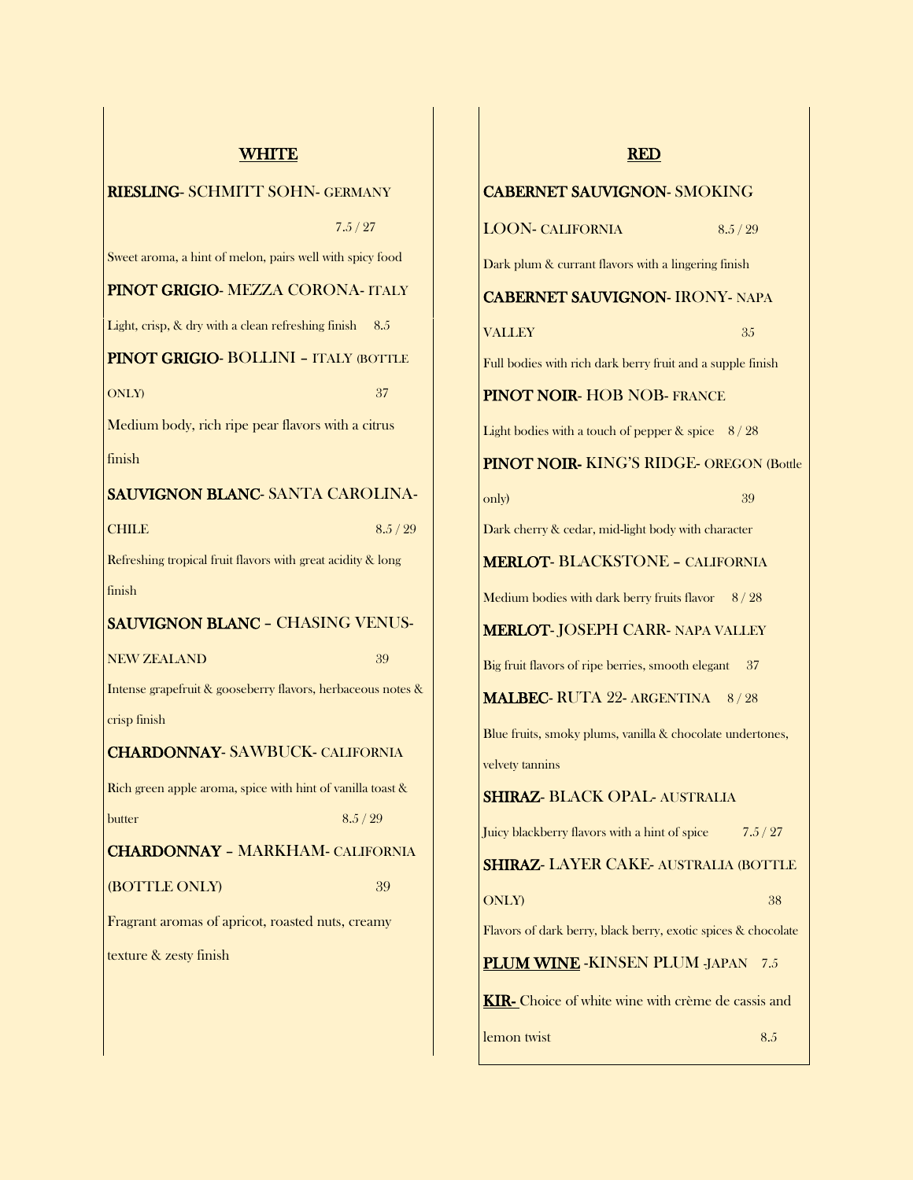## WHITE

**RIESLING**- SCHMITT SOHN- GERMANY 7.5 / 27

Sweet aroma, a hint of melon, pairs well with spicy food

**PINOT GRIGIO**- MEZZA CORONA- ITALY

Light, crisp, & dry with a clean refreshing finish 8.5

**PINOT GRIGIO**- BOLLINI – ITALY (BOTTLE ONLY) 37

Medium body, rich ripe pear flavors with a citrus finish

**SAUVIGNON BLANC**- SANTA CAROLINA- CHILE 8.5 / 29

Refreshing tropical fruit flavors with great acidity & long finish

**SAUVIGNON BLANC** – CHASING VENUS- NEW ZEALAND 39

Intense grapefruit & gooseberry flavors, herbaceous notes & crisp finish

**CHARDONNAY**- SAWBUCK- CALIFORNIA

Rich green apple aroma, spice with hint of vanilla toast & butter 8.5 / 29

**CHARDONNAY** – MARKHAM- CALIFORNIA (BOTTLE ONLY) 39

Fragrant aromas of apricot, roasted nuts, creamy texture & zesty finish

## RED

**CABERNET SAUVIGNON**- SMOKING LOON- CALIFORNIA 8.5 / 29

Dark plum & currant flavors with a lingering finish

**CABERNET SAUVIGNON**- IRONY- NAPA VALLEY 35

Full bodies with rich dark berry fruit and a supple finish

**PINOT NOIR**- HOB NOB- FRANCE

Light bodies with a touch of pepper & spice 8 / 28

**PINOT NOIR-** KING'S RIDGE- OREGON (Bottle only) 39

Dark cherry & cedar, mid-light body with character

**MERLOT**- BLACKSTONE – CALIFORNIA

Medium bodies with dark berry fruits flavor 8 / 28

**MERLOT**- JOSEPH CARR- NAPA VALLEY

Big fruit flavors of ripe berries, smooth elegant 37

**MALBEC**- RUTA 22- ARGENTINA 8 / 28

Blue fruits, smoky plums, vanilla & chocolate undertones, velvety tannins

**SHIRAZ**- BLACK OPAL- AUSTRALIA

Juicy blackberry flavors with a hint of spice 7.5 / 27

**SHIRAZ**- LAYER CAKE- AUSTRALIA (BOTTLE ONLY) 38

Flavors of dark berry, black berry, exotic spices & chocolate

**PLUM WINE** -KINSEN PLUM -JAPAN 7.5

**KIR-** Choice of white wine with crème de cassis and lemon twist 8.5